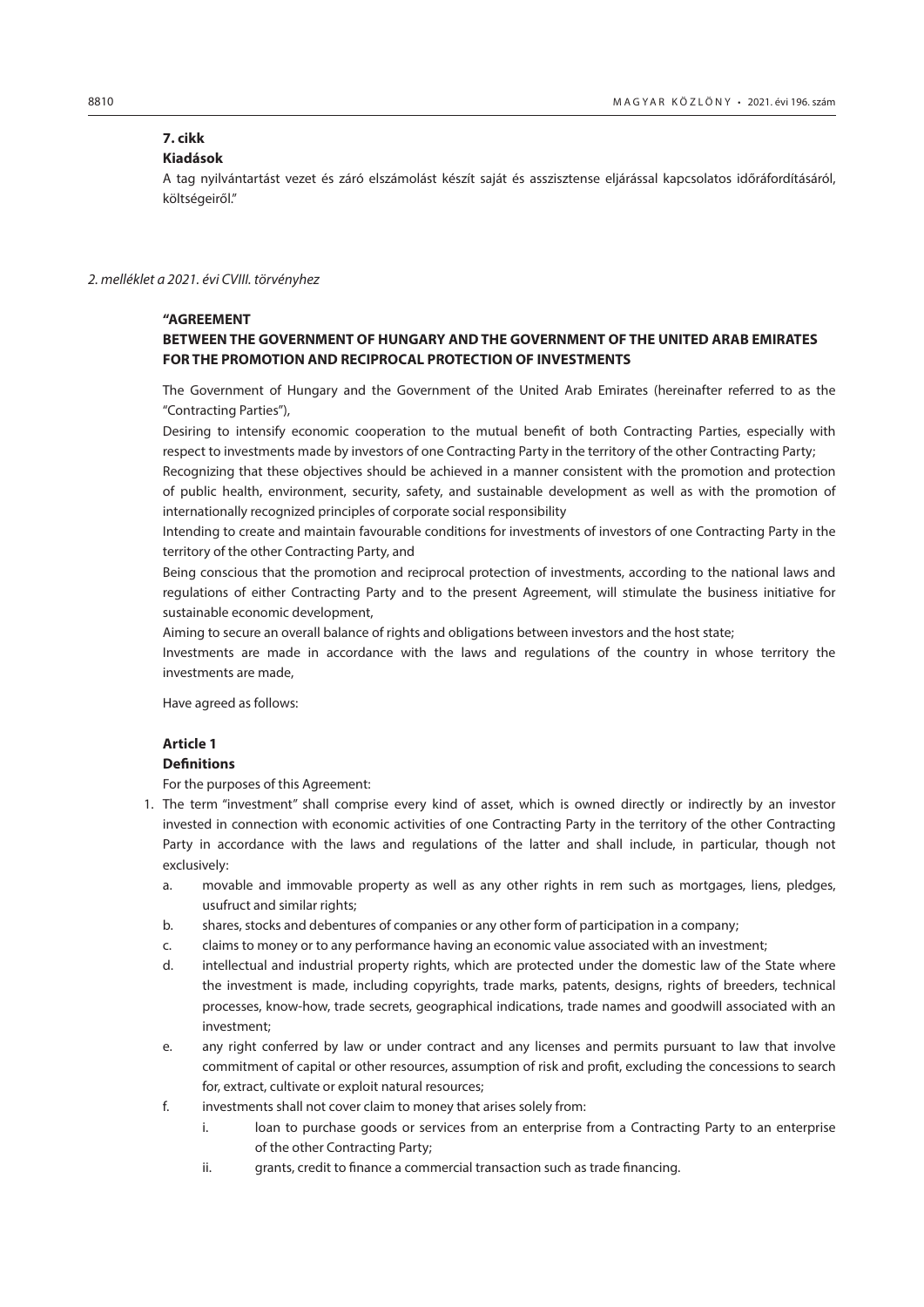**7. cikk**

**Kiadások**

A tag nyilvántartást vezet és záró elszámolást készít saját és asszisztense eljárással kapcsolatos időráfordításáról, költségeiről."

*2. melléklet a 2021. évi CVIII. törvényhez*

**"AGREEMENT**

**BETWEEN THE GOVERNMENT OF HUNGARY AND THE GOVERNMENT OF THE UNITED ARAB EMIRATES FOR THE PROMOTION AND RECIPROCAL PROTECTION OF INVESTMENTS**

The Government of Hungary and the Government of the United Arab Emirates (hereinafter referred to as the "Contracting Parties"),

Desiring to intensify economic cooperation to the mutual benefit of both Contracting Parties, especially with respect to investments made by investors of one Contracting Party in the territory of the other Contracting Party;

Recognizing that these objectives should be achieved in a manner consistent with the promotion and protection of public health, environment, security, safety, and sustainable development as well as with the promotion of internationally recognized principles of corporate social responsibility

Intending to create and maintain favourable conditions for investments of investors of one Contracting Party in the territory of the other Contracting Party, and

Being conscious that the promotion and reciprocal protection of investments, according to the national laws and regulations of either Contracting Party and to the present Agreement, will stimulate the business initiative for sustainable economic development,

Aiming to secure an overall balance of rights and obligations between investors and the host state;

Investments are made in accordance with the laws and regulations of the country in whose territory the investments are made,

Have agreed as follows:

**Article 1**

**Definitions**

For the purposes of this Agreement:

1. The term "investment" shall comprise every kind of asset, which is owned directly or indirectly by an investor invested in connection with economic activities of one Contracting Party in the territory of the other Contracting Party in accordance with the laws and regulations of the latter and shall include, in particular, though not exclusively:
   a. movable and immovable property as well as any other rights in rem such as mortgages, liens, pledges, usufruct and similar rights;
   b. shares, stocks and debentures of companies or any other form of participation in a company;
   c. claims to money or to any performance having an economic value associated with an investment;
   d. intellectual and industrial property rights, which are protected under the domestic law of the State where the investment is made, including copyrights, trade marks, patents, designs, rights of breeders, technical processes, know-how, trade secrets, geographical indications, trade names and goodwill associated with an investment;
   e. any right conferred by law or under contract and any licenses and permits pursuant to law that involve commitment of capital or other resources, assumption of risk and profit, excluding the concessions to search for, extract, cultivate or exploit natural resources;
   f. investments shall not cover claim to money that arises solely from:
      i. loan to purchase goods or services from an enterprise from a Contracting Party to an enterprise of the other Contracting Party;
      ii. grants, credit to finance a commercial transaction such as trade financing.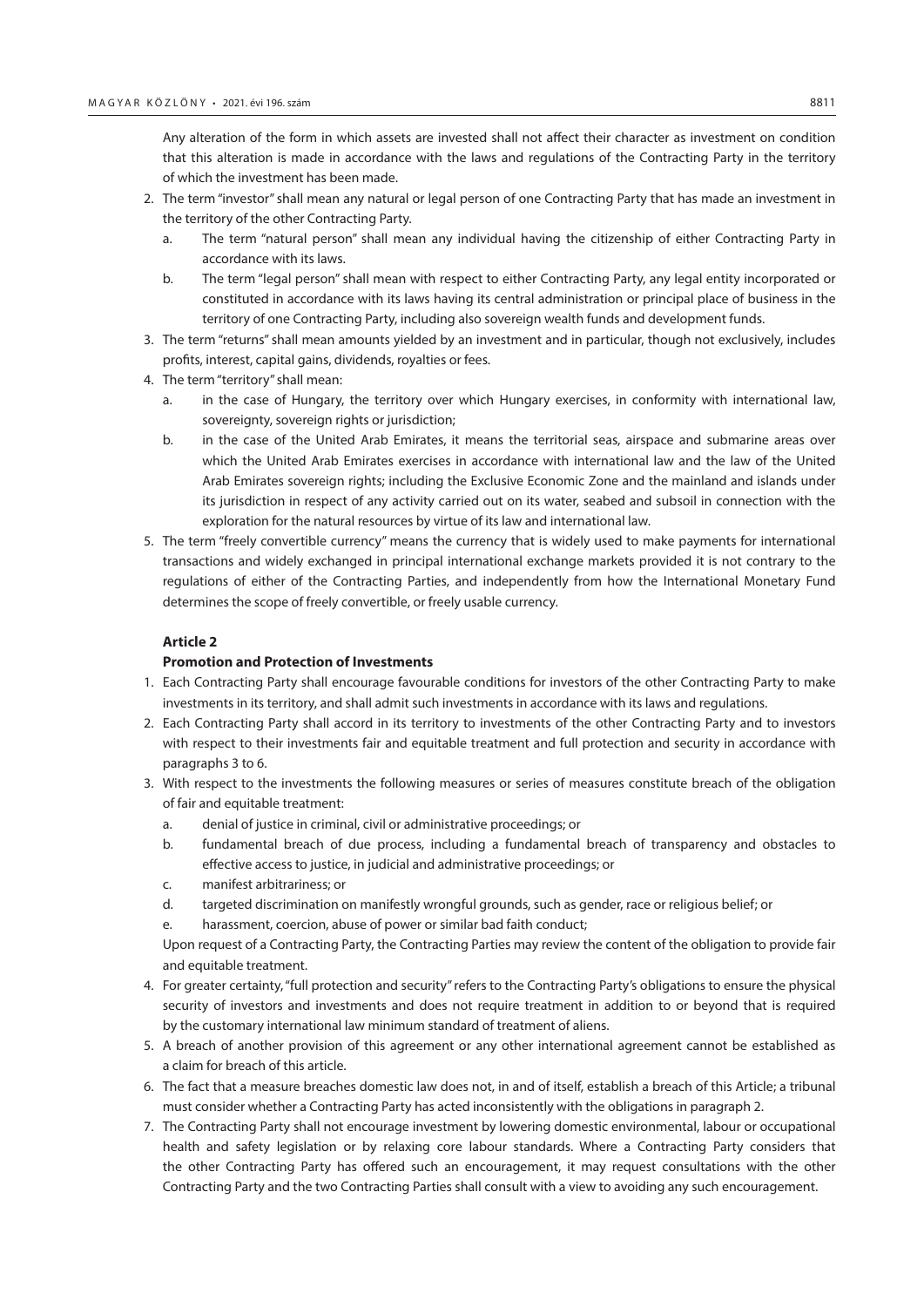Any alteration of the form in which assets are invested shall not affect their character as investment on condition that this alteration is made in accordance with the laws and regulations of the Contracting Party in the territory of which the investment has been made.

2. The term "investor" shall mean any natural or legal person of one Contracting Party that has made an investment in the territory of the other Contracting Party.
   a. The term "natural person" shall mean any individual having the citizenship of either Contracting Party in accordance with its laws.
   b. The term "legal person" shall mean with respect to either Contracting Party, any legal entity incorporated or constituted in accordance with its laws having its central administration or principal place of business in the territory of one Contracting Party, including also sovereign wealth funds and development funds.
3. The term "returns" shall mean amounts yielded by an investment and in particular, though not exclusively, includes profits, interest, capital gains, dividends, royalties or fees.
4. The term "territory" shall mean:
   a. in the case of Hungary, the territory over which Hungary exercises, in conformity with international law, sovereignty, sovereign rights or jurisdiction;
   b. in the case of the United Arab Emirates, it means the territorial seas, airspace and submarine areas over which the United Arab Emirates exercises in accordance with international law and the law of the United Arab Emirates sovereign rights; including the Exclusive Economic Zone and the mainland and islands under its jurisdiction in respect of any activity carried out on its water, seabed and subsoil in connection with the exploration for the natural resources by virtue of its law and international law.
5. The term "freely convertible currency" means the currency that is widely used to make payments for international transactions and widely exchanged in principal international exchange markets provided it is not contrary to the regulations of either of the Contracting Parties, and independently from how the International Monetary Fund determines the scope of freely convertible, or freely usable currency.

**Article 2**

**Promotion and Protection of Investments**

1. Each Contracting Party shall encourage favourable conditions for investors of the other Contracting Party to make investments in its territory, and shall admit such investments in accordance with its laws and regulations.
2. Each Contracting Party shall accord in its territory to investments of the other Contracting Party and to investors with respect to their investments fair and equitable treatment and full protection and security in accordance with paragraphs 3 to 6.
3. With respect to the investments the following measures or series of measures constitute breach of the obligation of fair and equitable treatment:
   a. denial of justice in criminal, civil or administrative proceedings; or
   b. fundamental breach of due process, including a fundamental breach of transparency and obstacles to effective access to justice, in judicial and administrative proceedings; or
   c. manifest arbitrariness; or
   d. targeted discrimination on manifestly wrongful grounds, such as gender, race or religious belief; or
   e. harassment, coercion, abuse of power or similar bad faith conduct;

   Upon request of a Contracting Party, the Contracting Parties may review the content of the obligation to provide fair and equitable treatment.
4. For greater certainty, "full protection and security" refers to the Contracting Party's obligations to ensure the physical security of investors and investments and does not require treatment in addition to or beyond that is required by the customary international law minimum standard of treatment of aliens.
5. A breach of another provision of this agreement or any other international agreement cannot be established as a claim for breach of this article.
6. The fact that a measure breaches domestic law does not, in and of itself, establish a breach of this Article; a tribunal must consider whether a Contracting Party has acted inconsistently with the obligations in paragraph 2.
7. The Contracting Party shall not encourage investment by lowering domestic environmental, labour or occupational health and safety legislation or by relaxing core labour standards. Where a Contracting Party considers that the other Contracting Party has offered such an encouragement, it may request consultations with the other Contracting Party and the two Contracting Parties shall consult with a view to avoiding any such encouragement.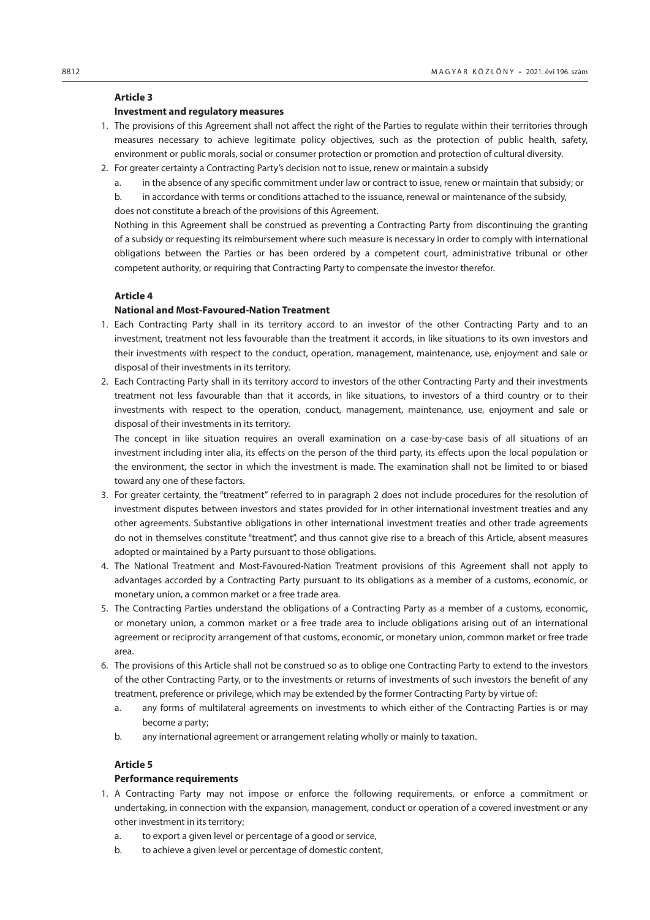**Article 3**

**Investment and regulatory measures**

1. The provisions of this Agreement shall not affect the right of the Parties to regulate within their territories through measures necessary to achieve legitimate policy objectives, such as the protection of public health, safety, environment or public morals, social or consumer protection or promotion and protection of cultural diversity.
2. For greater certainty a Contracting Party's decision not to issue, renew or maintain a subsidy
   a. in the absence of any specific commitment under law or contract to issue, renew or maintain that subsidy; or
   b. in accordance with terms or conditions attached to the issuance, renewal or maintenance of the subsidy,

   does not constitute a breach of the provisions of this Agreement.

   Nothing in this Agreement shall be construed as preventing a Contracting Party from discontinuing the granting of a subsidy or requesting its reimbursement where such measure is necessary in order to comply with international obligations between the Parties or has been ordered by a competent court, administrative tribunal or other competent authority, or requiring that Contracting Party to compensate the investor therefor.

**Article 4**

**National and Most-Favoured-Nation Treatment**

1. Each Contracting Party shall in its territory accord to an investor of the other Contracting Party and to an investment, treatment not less favourable than the treatment it accords, in like situations to its own investors and their investments with respect to the conduct, operation, management, maintenance, use, enjoyment and sale or disposal of their investments in its territory.
2. Each Contracting Party shall in its territory accord to investors of the other Contracting Party and their investments treatment not less favourable than that it accords, in like situations, to investors of a third country or to their investments with respect to the operation, conduct, management, maintenance, use, enjoyment and sale or disposal of their investments in its territory.

   The concept in like situation requires an overall examination on a case-by-case basis of all situations of an investment including inter alia, its effects on the person of the third party, its effects upon the local population or the environment, the sector in which the investment is made. The examination shall not be limited to or biased toward any one of these factors.
3. For greater certainty, the "treatment" referred to in paragraph 2 does not include procedures for the resolution of investment disputes between investors and states provided for in other international investment treaties and any other agreements. Substantive obligations in other international investment treaties and other trade agreements do not in themselves constitute "treatment", and thus cannot give rise to a breach of this Article, absent measures adopted or maintained by a Party pursuant to those obligations.
4. The National Treatment and Most-Favoured-Nation Treatment provisions of this Agreement shall not apply to advantages accorded by a Contracting Party pursuant to its obligations as a member of a customs, economic, or monetary union, a common market or a free trade area.
5. The Contracting Parties understand the obligations of a Contracting Party as a member of a customs, economic, or monetary union, a common market or a free trade area to include obligations arising out of an international agreement or reciprocity arrangement of that customs, economic, or monetary union, common market or free trade area.
6. The provisions of this Article shall not be construed so as to oblige one Contracting Party to extend to the investors of the other Contracting Party, or to the investments or returns of investments of such investors the benefit of any treatment, preference or privilege, which may be extended by the former Contracting Party by virtue of:
   a. any forms of multilateral agreements on investments to which either of the Contracting Parties is or may become a party;
   b. any international agreement or arrangement relating wholly or mainly to taxation.

**Article 5**

**Performance requirements**

1. A Contracting Party may not impose or enforce the following requirements, or enforce a commitment or undertaking, in connection with the expansion, management, conduct or operation of a covered investment or any other investment in its territory;
   a. to export a given level or percentage of a good or service,
   b. to achieve a given level or percentage of domestic content,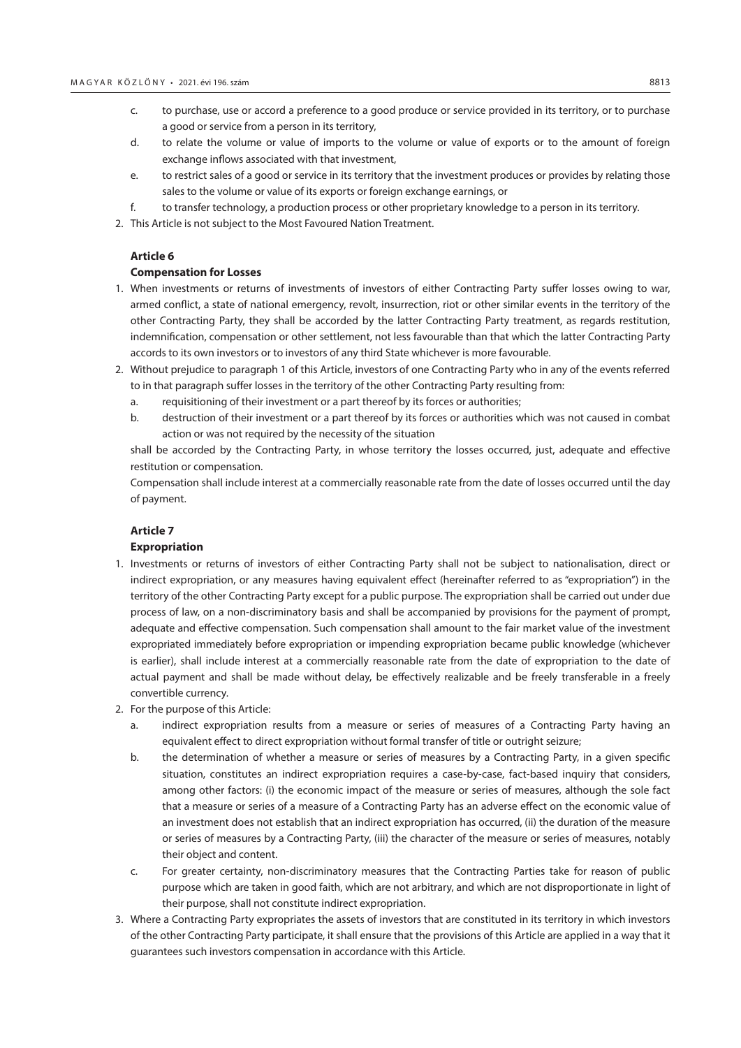c. to purchase, use or accord a preference to a good produce or service provided in its territory, or to purchase a good or service from a person in its territory,

d. to relate the volume or value of imports to the volume or value of exports or to the amount of foreign exchange inflows associated with that investment,

e. to restrict sales of a good or service in its territory that the investment produces or provides by relating those sales to the volume or value of its exports or foreign exchange earnings, or

f. to transfer technology, a production process or other proprietary knowledge to a person in its territory.

2. This Article is not subject to the Most Favoured Nation Treatment.

**Article 6**

**Compensation for Losses**

1. When investments or returns of investments of investors of either Contracting Party suffer losses owing to war, armed conflict, a state of national emergency, revolt, insurrection, riot or other similar events in the territory of the other Contracting Party, they shall be accorded by the latter Contracting Party treatment, as regards restitution, indemnification, compensation or other settlement, not less favourable than that which the latter Contracting Party accords to its own investors or to investors of any third State whichever is more favourable.

2. Without prejudice to paragraph 1 of this Article, investors of one Contracting Party who in any of the events referred to in that paragraph suffer losses in the territory of the other Contracting Party resulting from:

   a. requisitioning of their investment or a part thereof by its forces or authorities;

   b. destruction of their investment or a part thereof by its forces or authorities which was not caused in combat action or was not required by the necessity of the situation

   shall be accorded by the Contracting Party, in whose territory the losses occurred, just, adequate and effective restitution or compensation.

   Compensation shall include interest at a commercially reasonable rate from the date of losses occurred until the day of payment.

**Article 7**

**Expropriation**

1. Investments or returns of investors of either Contracting Party shall not be subject to nationalisation, direct or indirect expropriation, or any measures having equivalent effect (hereinafter referred to as "expropriation") in the territory of the other Contracting Party except for a public purpose. The expropriation shall be carried out under due process of law, on a non-discriminatory basis and shall be accompanied by provisions for the payment of prompt, adequate and effective compensation. Such compensation shall amount to the fair market value of the investment expropriated immediately before expropriation or impending expropriation became public knowledge (whichever is earlier), shall include interest at a commercially reasonable rate from the date of expropriation to the date of actual payment and shall be made without delay, be effectively realizable and be freely transferable in a freely convertible currency.

2. For the purpose of this Article:

   a. indirect expropriation results from a measure or series of measures of a Contracting Party having an equivalent effect to direct expropriation without formal transfer of title or outright seizure;

   b. the determination of whether a measure or series of measures by a Contracting Party, in a given specific situation, constitutes an indirect expropriation requires a case-by-case, fact-based inquiry that considers, among other factors: (i) the economic impact of the measure or series of measures, although the sole fact that a measure or series of a measure of a Contracting Party has an adverse effect on the economic value of an investment does not establish that an indirect expropriation has occurred, (ii) the duration of the measure or series of measures by a Contracting Party, (iii) the character of the measure or series of measures, notably their object and content.

   c. For greater certainty, non-discriminatory measures that the Contracting Parties take for reason of public purpose which are taken in good faith, which are not arbitrary, and which are not disproportionate in light of their purpose, shall not constitute indirect expropriation.

3. Where a Contracting Party expropriates the assets of investors that are constituted in its territory in which investors of the other Contracting Party participate, it shall ensure that the provisions of this Article are applied in a way that it guarantees such investors compensation in accordance with this Article.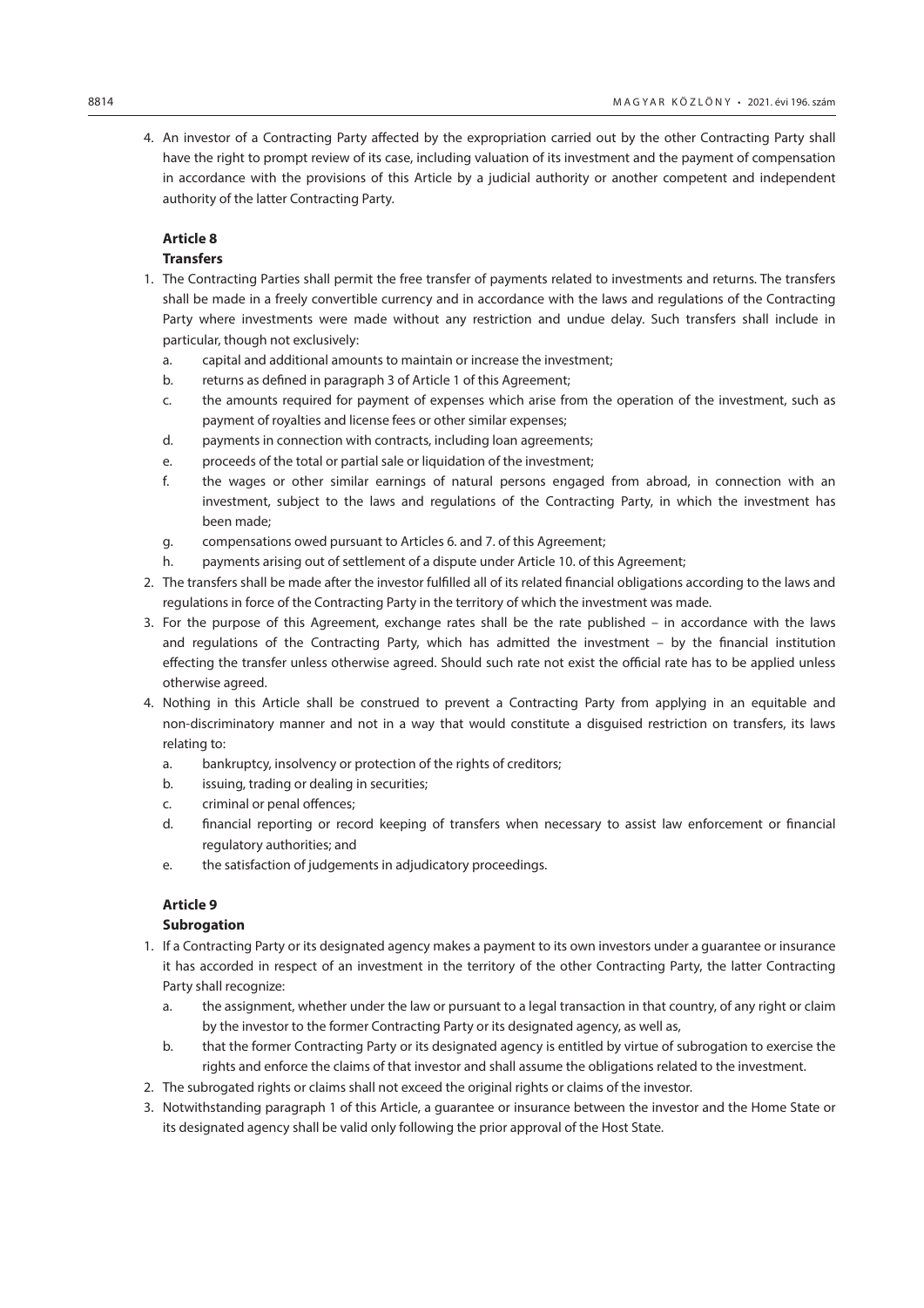4. An investor of a Contracting Party affected by the expropriation carried out by the other Contracting Party shall have the right to prompt review of its case, including valuation of its investment and the payment of compensation in accordance with the provisions of this Article by a judicial authority or another competent and independent authority of the latter Contracting Party.

**Article 8**

**Transfers**

1. The Contracting Parties shall permit the free transfer of payments related to investments and returns. The transfers shall be made in a freely convertible currency and in accordance with the laws and regulations of the Contracting Party where investments were made without any restriction and undue delay. Such transfers shall include in particular, though not exclusively:
   a. capital and additional amounts to maintain or increase the investment;
   b. returns as defined in paragraph 3 of Article 1 of this Agreement;
   c. the amounts required for payment of expenses which arise from the operation of the investment, such as payment of royalties and license fees or other similar expenses;
   d. payments in connection with contracts, including loan agreements;
   e. proceeds of the total or partial sale or liquidation of the investment;
   f. the wages or other similar earnings of natural persons engaged from abroad, in connection with an investment, subject to the laws and regulations of the Contracting Party, in which the investment has been made;
   g. compensations owed pursuant to Articles 6. and 7. of this Agreement;
   h. payments arising out of settlement of a dispute under Article 10. of this Agreement;
2. The transfers shall be made after the investor fulfilled all of its related financial obligations according to the laws and regulations in force of the Contracting Party in the territory of which the investment was made.
3. For the purpose of this Agreement, exchange rates shall be the rate published – in accordance with the laws and regulations of the Contracting Party, which has admitted the investment – by the financial institution effecting the transfer unless otherwise agreed. Should such rate not exist the official rate has to be applied unless otherwise agreed.
4. Nothing in this Article shall be construed to prevent a Contracting Party from applying in an equitable and non-discriminatory manner and not in a way that would constitute a disguised restriction on transfers, its laws relating to:
   a. bankruptcy, insolvency or protection of the rights of creditors;
   b. issuing, trading or dealing in securities;
   c. criminal or penal offences;
   d. financial reporting or record keeping of transfers when necessary to assist law enforcement or financial regulatory authorities; and
   e. the satisfaction of judgements in adjudicatory proceedings.

**Article 9**

**Subrogation**

1. If a Contracting Party or its designated agency makes a payment to its own investors under a guarantee or insurance it has accorded in respect of an investment in the territory of the other Contracting Party, the latter Contracting Party shall recognize:
   a. the assignment, whether under the law or pursuant to a legal transaction in that country, of any right or claim by the investor to the former Contracting Party or its designated agency, as well as,
   b. that the former Contracting Party or its designated agency is entitled by virtue of subrogation to exercise the rights and enforce the claims of that investor and shall assume the obligations related to the investment.
2. The subrogated rights or claims shall not exceed the original rights or claims of the investor.
3. Notwithstanding paragraph 1 of this Article, a guarantee or insurance between the investor and the Home State or its designated agency shall be valid only following the prior approval of the Host State.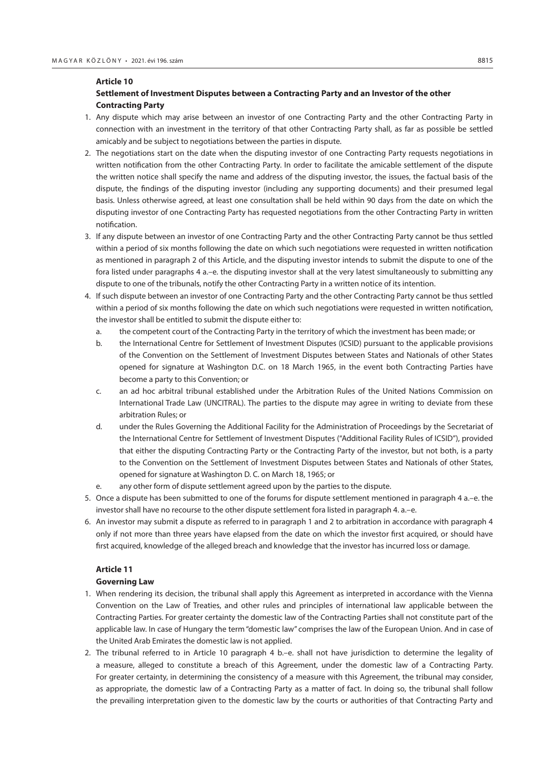**Article 10**

**Settlement of Investment Disputes between a Contracting Party and an Investor of the other Contracting Party**

1. Any dispute which may arise between an investor of one Contracting Party and the other Contracting Party in connection with an investment in the territory of that other Contracting Party shall, as far as possible be settled amicably and be subject to negotiations between the parties in dispute.
2. The negotiations start on the date when the disputing investor of one Contracting Party requests negotiations in written notification from the other Contracting Party. In order to facilitate the amicable settlement of the dispute the written notice shall specify the name and address of the disputing investor, the issues, the factual basis of the dispute, the findings of the disputing investor (including any supporting documents) and their presumed legal basis. Unless otherwise agreed, at least one consultation shall be held within 90 days from the date on which the disputing investor of one Contracting Party has requested negotiations from the other Contracting Party in written notification.
3. If any dispute between an investor of one Contracting Party and the other Contracting Party cannot be thus settled within a period of six months following the date on which such negotiations were requested in written notification as mentioned in paragraph 2 of this Article, and the disputing investor intends to submit the dispute to one of the fora listed under paragraphs 4 a.–e. the disputing investor shall at the very latest simultaneously to submitting any dispute to one of the tribunals, notify the other Contracting Party in a written notice of its intention.
4. If such dispute between an investor of one Contracting Party and the other Contracting Party cannot be thus settled within a period of six months following the date on which such negotiations were requested in written notification, the investor shall be entitled to submit the dispute either to:
   a. the competent court of the Contracting Party in the territory of which the investment has been made; or
   b. the International Centre for Settlement of Investment Disputes (ICSID) pursuant to the applicable provisions of the Convention on the Settlement of Investment Disputes between States and Nationals of other States opened for signature at Washington D.C. on 18 March 1965, in the event both Contracting Parties have become a party to this Convention; or
   c. an ad hoc arbitral tribunal established under the Arbitration Rules of the United Nations Commission on International Trade Law (UNCITRAL). The parties to the dispute may agree in writing to deviate from these arbitration Rules; or
   d. under the Rules Governing the Additional Facility for the Administration of Proceedings by the Secretariat of the International Centre for Settlement of Investment Disputes ("Additional Facility Rules of ICSID"), provided that either the disputing Contracting Party or the Contracting Party of the investor, but not both, is a party to the Convention on the Settlement of Investment Disputes between States and Nationals of other States, opened for signature at Washington D. C. on March 18, 1965; or
   e. any other form of dispute settlement agreed upon by the parties to the dispute.
5. Once a dispute has been submitted to one of the forums for dispute settlement mentioned in paragraph 4 a.–e. the investor shall have no recourse to the other dispute settlement fora listed in paragraph 4. a.–e.
6. An investor may submit a dispute as referred to in paragraph 1 and 2 to arbitration in accordance with paragraph 4 only if not more than three years have elapsed from the date on which the investor first acquired, or should have first acquired, knowledge of the alleged breach and knowledge that the investor has incurred loss or damage.

**Article 11**

**Governing Law**

1. When rendering its decision, the tribunal shall apply this Agreement as interpreted in accordance with the Vienna Convention on the Law of Treaties, and other rules and principles of international law applicable between the Contracting Parties. For greater certainty the domestic law of the Contracting Parties shall not constitute part of the applicable law. In case of Hungary the term "domestic law" comprises the law of the European Union. And in case of the United Arab Emirates the domestic law is not applied.
2. The tribunal referred to in Article 10 paragraph 4 b.–e. shall not have jurisdiction to determine the legality of a measure, alleged to constitute a breach of this Agreement, under the domestic law of a Contracting Party. For greater certainty, in determining the consistency of a measure with this Agreement, the tribunal may consider, as appropriate, the domestic law of a Contracting Party as a matter of fact. In doing so, the tribunal shall follow the prevailing interpretation given to the domestic law by the courts or authorities of that Contracting Party and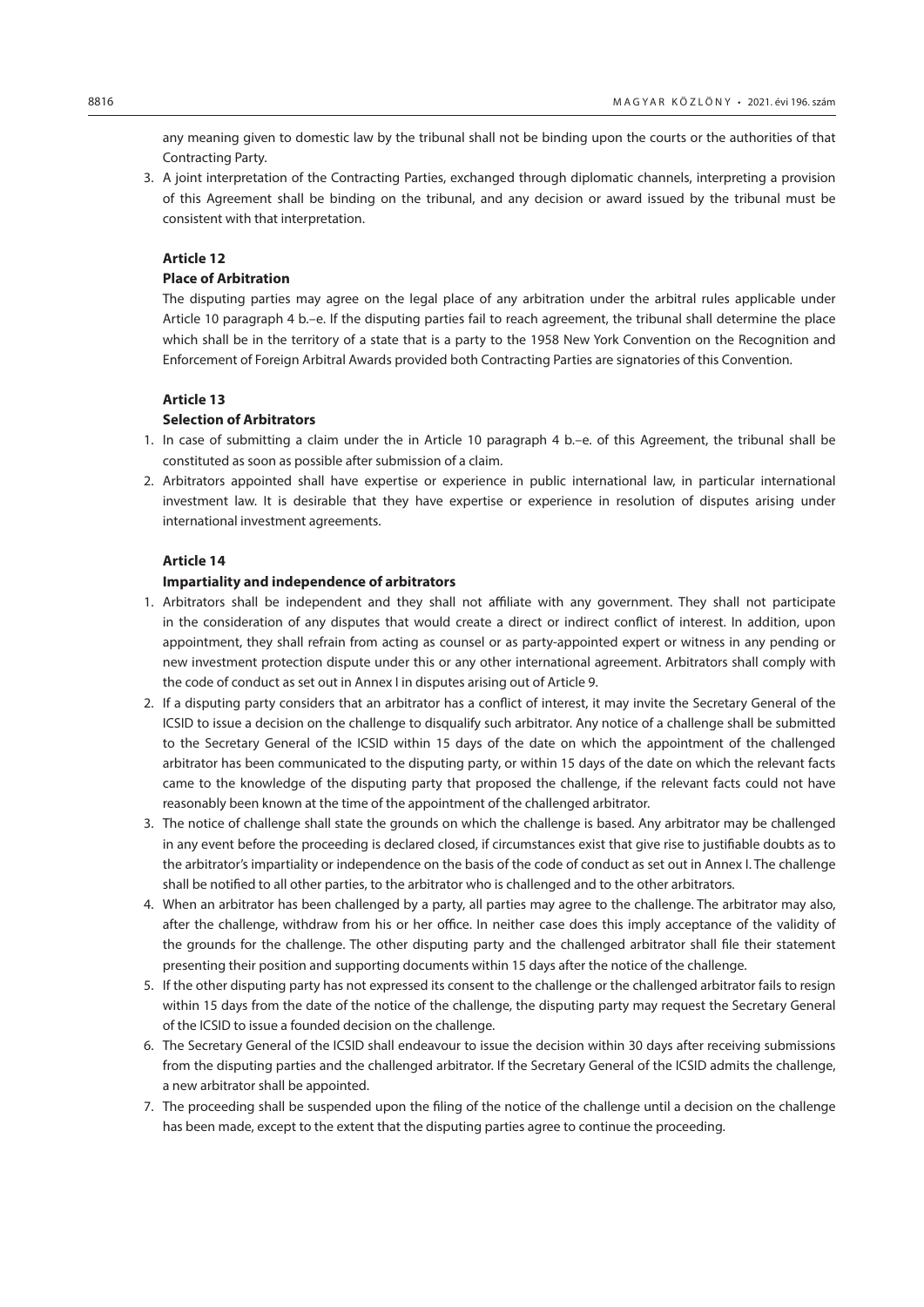any meaning given to domestic law by the tribunal shall not be binding upon the courts or the authorities of that Contracting Party.

3. A joint interpretation of the Contracting Parties, exchanged through diplomatic channels, interpreting a provision of this Agreement shall be binding on the tribunal, and any decision or award issued by the tribunal must be consistent with that interpretation.

**Article 12**

**Place of Arbitration**

The disputing parties may agree on the legal place of any arbitration under the arbitral rules applicable under Article 10 paragraph 4 b.–e. If the disputing parties fail to reach agreement, the tribunal shall determine the place which shall be in the territory of a state that is a party to the 1958 New York Convention on the Recognition and Enforcement of Foreign Arbitral Awards provided both Contracting Parties are signatories of this Convention.

**Article 13**

**Selection of Arbitrators**

1. In case of submitting a claim under the in Article 10 paragraph 4 b.–e. of this Agreement, the tribunal shall be constituted as soon as possible after submission of a claim.
2. Arbitrators appointed shall have expertise or experience in public international law, in particular international investment law. It is desirable that they have expertise or experience in resolution of disputes arising under international investment agreements.

**Article 14**

**Impartiality and independence of arbitrators**

1. Arbitrators shall be independent and they shall not affiliate with any government. They shall not participate in the consideration of any disputes that would create a direct or indirect conflict of interest. In addition, upon appointment, they shall refrain from acting as counsel or as party-appointed expert or witness in any pending or new investment protection dispute under this or any other international agreement. Arbitrators shall comply with the code of conduct as set out in Annex I in disputes arising out of Article 9.
2. If a disputing party considers that an arbitrator has a conflict of interest, it may invite the Secretary General of the ICSID to issue a decision on the challenge to disqualify such arbitrator. Any notice of a challenge shall be submitted to the Secretary General of the ICSID within 15 days of the date on which the appointment of the challenged arbitrator has been communicated to the disputing party, or within 15 days of the date on which the relevant facts came to the knowledge of the disputing party that proposed the challenge, if the relevant facts could not have reasonably been known at the time of the appointment of the challenged arbitrator.
3. The notice of challenge shall state the grounds on which the challenge is based. Any arbitrator may be challenged in any event before the proceeding is declared closed, if circumstances exist that give rise to justifiable doubts as to the arbitrator's impartiality or independence on the basis of the code of conduct as set out in Annex I. The challenge shall be notified to all other parties, to the arbitrator who is challenged and to the other arbitrators.
4. When an arbitrator has been challenged by a party, all parties may agree to the challenge. The arbitrator may also, after the challenge, withdraw from his or her office. In neither case does this imply acceptance of the validity of the grounds for the challenge. The other disputing party and the challenged arbitrator shall file their statement presenting their position and supporting documents within 15 days after the notice of the challenge.
5. If the other disputing party has not expressed its consent to the challenge or the challenged arbitrator fails to resign within 15 days from the date of the notice of the challenge, the disputing party may request the Secretary General of the ICSID to issue a founded decision on the challenge.
6. The Secretary General of the ICSID shall endeavour to issue the decision within 30 days after receiving submissions from the disputing parties and the challenged arbitrator. If the Secretary General of the ICSID admits the challenge, a new arbitrator shall be appointed.
7. The proceeding shall be suspended upon the filing of the notice of the challenge until a decision on the challenge has been made, except to the extent that the disputing parties agree to continue the proceeding.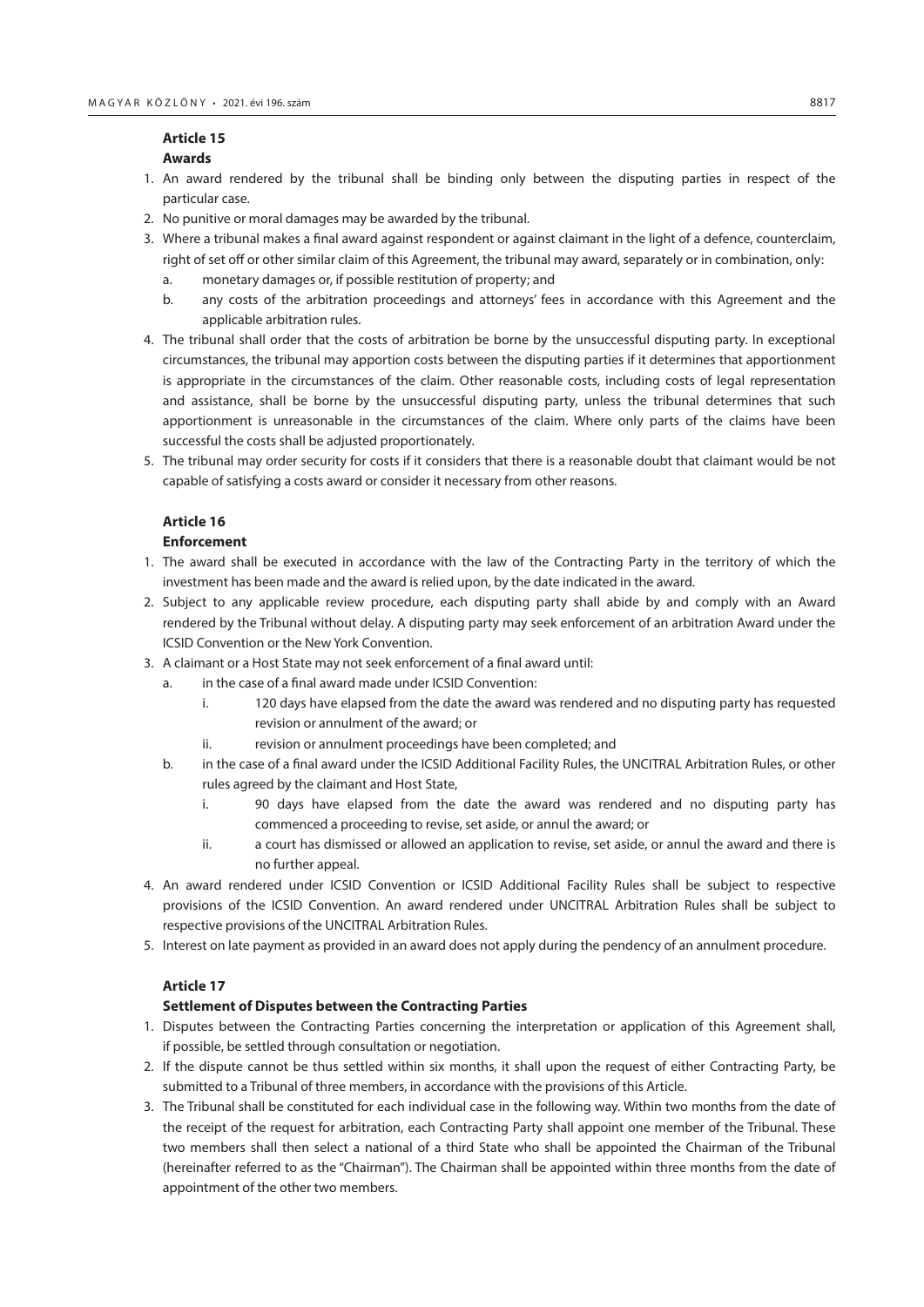**Article 15**
**Awards**

1. An award rendered by the tribunal shall be binding only between the disputing parties in respect of the particular case.
2. No punitive or moral damages may be awarded by the tribunal.
3. Where a tribunal makes a final award against respondent or against claimant in the light of a defence, counterclaim, right of set off or other similar claim of this Agreement, the tribunal may award, separately or in combination, only:
   a. monetary damages or, if possible restitution of property; and
   b. any costs of the arbitration proceedings and attorneys' fees in accordance with this Agreement and the applicable arbitration rules.
4. The tribunal shall order that the costs of arbitration be borne by the unsuccessful disputing party. In exceptional circumstances, the tribunal may apportion costs between the disputing parties if it determines that apportionment is appropriate in the circumstances of the claim. Other reasonable costs, including costs of legal representation and assistance, shall be borne by the unsuccessful disputing party, unless the tribunal determines that such apportionment is unreasonable in the circumstances of the claim. Where only parts of the claims have been successful the costs shall be adjusted proportionately.
5. The tribunal may order security for costs if it considers that there is a reasonable doubt that claimant would be not capable of satisfying a costs award or consider it necessary from other reasons.

**Article 16**
**Enforcement**

1. The award shall be executed in accordance with the law of the Contracting Party in the territory of which the investment has been made and the award is relied upon, by the date indicated in the award.
2. Subject to any applicable review procedure, each disputing party shall abide by and comply with an Award rendered by the Tribunal without delay. A disputing party may seek enforcement of an arbitration Award under the ICSID Convention or the New York Convention.
3. A claimant or a Host State may not seek enforcement of a final award until:
   a. in the case of a final award made under ICSID Convention:
      i. 120 days have elapsed from the date the award was rendered and no disputing party has requested revision or annulment of the award; or
      ii. revision or annulment proceedings have been completed; and
   b. in the case of a final award under the ICSID Additional Facility Rules, the UNCITRAL Arbitration Rules, or other rules agreed by the claimant and Host State,
      i. 90 days have elapsed from the date the award was rendered and no disputing party has commenced a proceeding to revise, set aside, or annul the award; or
      ii. a court has dismissed or allowed an application to revise, set aside, or annul the award and there is no further appeal.
4. An award rendered under ICSID Convention or ICSID Additional Facility Rules shall be subject to respective provisions of the ICSID Convention. An award rendered under UNCITRAL Arbitration Rules shall be subject to respective provisions of the UNCITRAL Arbitration Rules.
5. Interest on late payment as provided in an award does not apply during the pendency of an annulment procedure.

**Article 17**
**Settlement of Disputes between the Contracting Parties**

1. Disputes between the Contracting Parties concerning the interpretation or application of this Agreement shall, if possible, be settled through consultation or negotiation.
2. If the dispute cannot be thus settled within six months, it shall upon the request of either Contracting Party, be submitted to a Tribunal of three members, in accordance with the provisions of this Article.
3. The Tribunal shall be constituted for each individual case in the following way. Within two months from the date of the receipt of the request for arbitration, each Contracting Party shall appoint one member of the Tribunal. These two members shall then select a national of a third State who shall be appointed the Chairman of the Tribunal (hereinafter referred to as the "Chairman"). The Chairman shall be appointed within three months from the date of appointment of the other two members.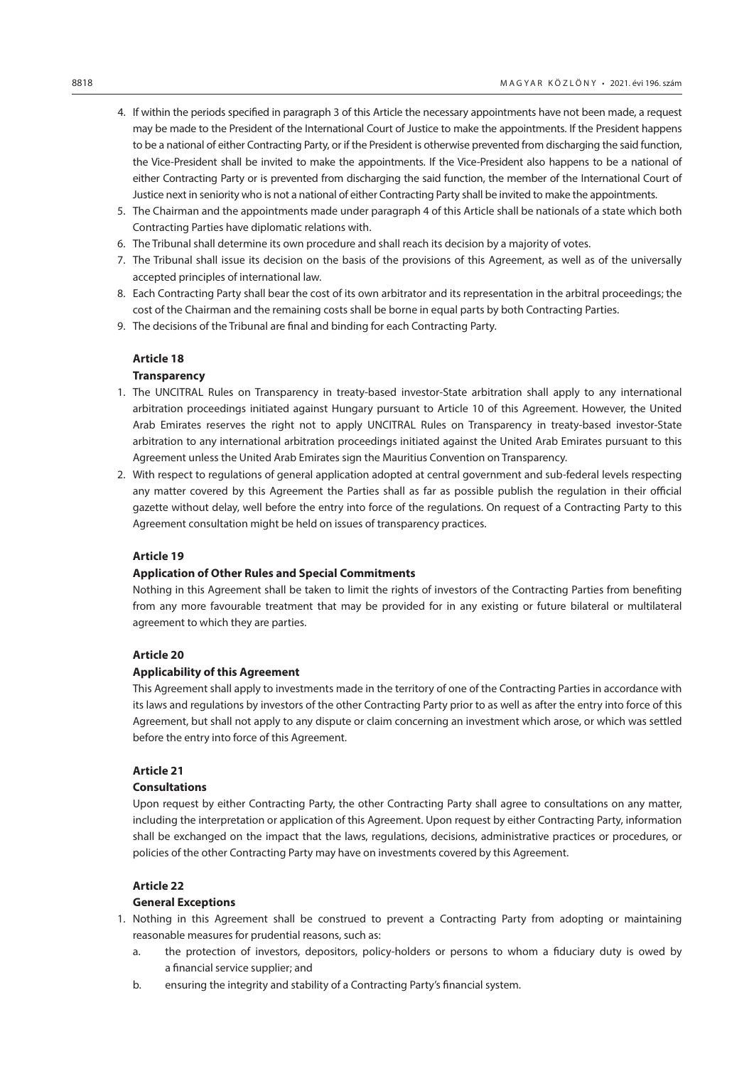4. If within the periods specified in paragraph 3 of this Article the necessary appointments have not been made, a request may be made to the President of the International Court of Justice to make the appointments. If the President happens to be a national of either Contracting Party, or if the President is otherwise prevented from discharging the said function, the Vice-President shall be invited to make the appointments. If the Vice-President also happens to be a national of either Contracting Party or is prevented from discharging the said function, the member of the International Court of Justice next in seniority who is not a national of either Contracting Party shall be invited to make the appointments.
5. The Chairman and the appointments made under paragraph 4 of this Article shall be nationals of a state which both Contracting Parties have diplomatic relations with.
6. The Tribunal shall determine its own procedure and shall reach its decision by a majority of votes.
7. The Tribunal shall issue its decision on the basis of the provisions of this Agreement, as well as of the universally accepted principles of international law.
8. Each Contracting Party shall bear the cost of its own arbitrator and its representation in the arbitral proceedings; the cost of the Chairman and the remaining costs shall be borne in equal parts by both Contracting Parties.
9. The decisions of the Tribunal are final and binding for each Contracting Party.

**Article 18**

**Transparency**

1. The UNCITRAL Rules on Transparency in treaty-based investor-State arbitration shall apply to any international arbitration proceedings initiated against Hungary pursuant to Article 10 of this Agreement. However, the United Arab Emirates reserves the right not to apply UNCITRAL Rules on Transparency in treaty-based investor-State arbitration to any international arbitration proceedings initiated against the United Arab Emirates pursuant to this Agreement unless the United Arab Emirates sign the Mauritius Convention on Transparency.
2. With respect to regulations of general application adopted at central government and sub-federal levels respecting any matter covered by this Agreement the Parties shall as far as possible publish the regulation in their official gazette without delay, well before the entry into force of the regulations. On request of a Contracting Party to this Agreement consultation might be held on issues of transparency practices.

**Article 19**

**Application of Other Rules and Special Commitments**

Nothing in this Agreement shall be taken to limit the rights of investors of the Contracting Parties from benefiting from any more favourable treatment that may be provided for in any existing or future bilateral or multilateral agreement to which they are parties.

**Article 20**

**Applicability of this Agreement**

This Agreement shall apply to investments made in the territory of one of the Contracting Parties in accordance with its laws and regulations by investors of the other Contracting Party prior to as well as after the entry into force of this Agreement, but shall not apply to any dispute or claim concerning an investment which arose, or which was settled before the entry into force of this Agreement.

**Article 21**

**Consultations**

Upon request by either Contracting Party, the other Contracting Party shall agree to consultations on any matter, including the interpretation or application of this Agreement. Upon request by either Contracting Party, information shall be exchanged on the impact that the laws, regulations, decisions, administrative practices or procedures, or policies of the other Contracting Party may have on investments covered by this Agreement.

**Article 22**

**General Exceptions**

1. Nothing in this Agreement shall be construed to prevent a Contracting Party from adopting or maintaining reasonable measures for prudential reasons, such as:
   a. the protection of investors, depositors, policy-holders or persons to whom a fiduciary duty is owed by a financial service supplier; and
   b. ensuring the integrity and stability of a Contracting Party's financial system.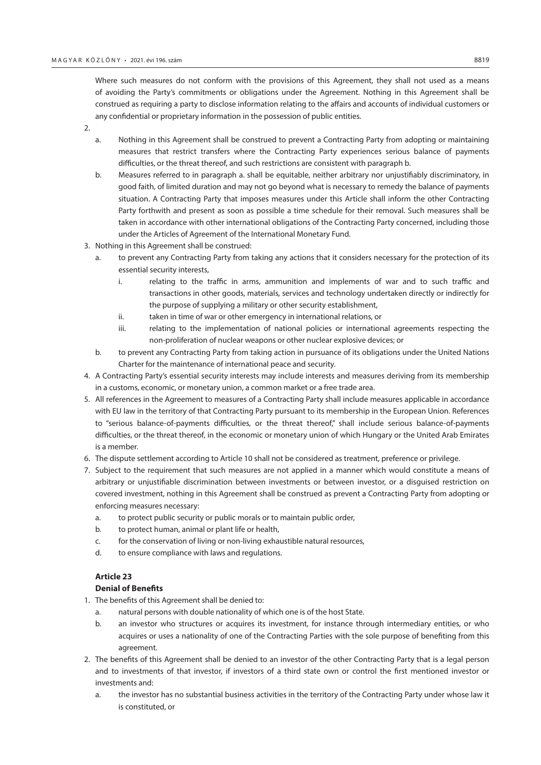Where such measures do not conform with the provisions of this Agreement, they shall not used as a means of avoiding the Party's commitments or obligations under the Agreement. Nothing in this Agreement shall be construed as requiring a party to disclose information relating to the affairs and accounts of individual customers or any confidential or proprietary information in the possession of public entities.

2.
   a. Nothing in this Agreement shall be construed to prevent a Contracting Party from adopting or maintaining measures that restrict transfers where the Contracting Party experiences serious balance of payments difficulties, or the threat thereof, and such restrictions are consistent with paragraph b.
   b. Measures referred to in paragraph a. shall be equitable, neither arbitrary nor unjustifiably discriminatory, in good faith, of limited duration and may not go beyond what is necessary to remedy the balance of payments situation. A Contracting Party that imposes measures under this Article shall inform the other Contracting Party forthwith and present as soon as possible a time schedule for their removal. Such measures shall be taken in accordance with other international obligations of the Contracting Party concerned, including those under the Articles of Agreement of the International Monetary Fund.
3. Nothing in this Agreement shall be construed:
   a. to prevent any Contracting Party from taking any actions that it considers necessary for the protection of its essential security interests,
      i. relating to the traffic in arms, ammunition and implements of war and to such traffic and transactions in other goods, materials, services and technology undertaken directly or indirectly for the purpose of supplying a military or other security establishment,
      ii. taken in time of war or other emergency in international relations, or
      iii. relating to the implementation of national policies or international agreements respecting the non-proliferation of nuclear weapons or other nuclear explosive devices; or
   b. to prevent any Contracting Party from taking action in pursuance of its obligations under the United Nations Charter for the maintenance of international peace and security.
4. A Contracting Party's essential security interests may include interests and measures deriving from its membership in a customs, economic, or monetary union, a common market or a free trade area.
5. All references in the Agreement to measures of a Contracting Party shall include measures applicable in accordance with EU law in the territory of that Contracting Party pursuant to its membership in the European Union. References to "serious balance-of-payments difficulties, or the threat thereof," shall include serious balance-of-payments difficulties, or the threat thereof, in the economic or monetary union of which Hungary or the United Arab Emirates is a member.
6. The dispute settlement according to Article 10 shall not be considered as treatment, preference or privilege.
7. Subject to the requirement that such measures are not applied in a manner which would constitute a means of arbitrary or unjustifiable discrimination between investments or between investor, or a disguised restriction on covered investment, nothing in this Agreement shall be construed as prevent a Contracting Party from adopting or enforcing measures necessary:
   a. to protect public security or public morals or to maintain public order,
   b. to protect human, animal or plant life or health,
   c. for the conservation of living or non-living exhaustible natural resources,
   d. to ensure compliance with laws and regulations.

**Article 23**

**Denial of Benefits**

1. The benefits of this Agreement shall be denied to:
   a. natural persons with double nationality of which one is of the host State.
   b. an investor who structures or acquires its investment, for instance through intermediary entities, or who acquires or uses a nationality of one of the Contracting Parties with the sole purpose of benefiting from this agreement.
2. The benefits of this Agreement shall be denied to an investor of the other Contracting Party that is a legal person and to investments of that investor, if investors of a third state own or control the first mentioned investor or investments and:
   a. the investor has no substantial business activities in the territory of the Contracting Party under whose law it is constituted, or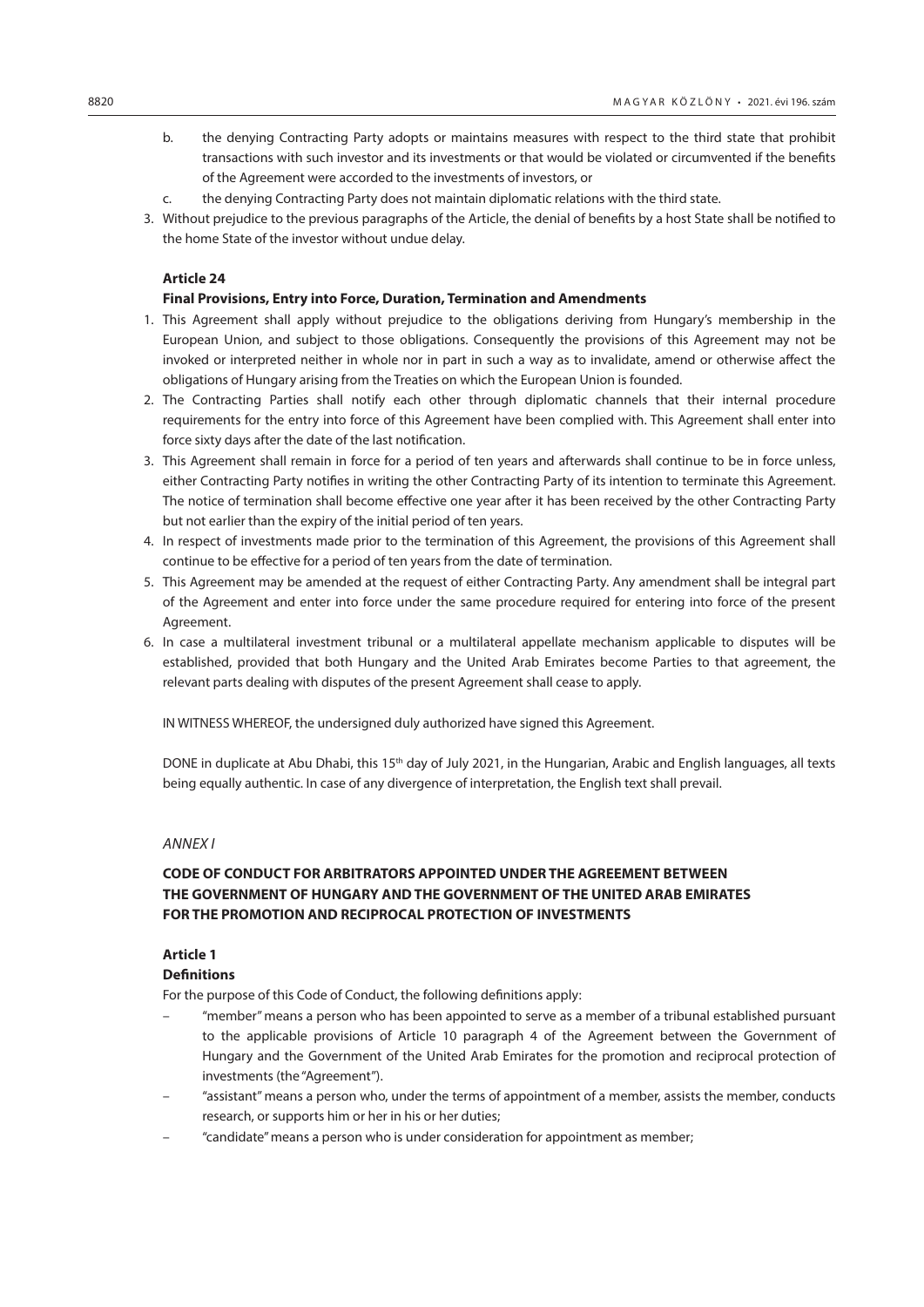b. the denying Contracting Party adopts or maintains measures with respect to the third state that prohibit transactions with such investor and its investments or that would be violated or circumvented if the benefits of the Agreement were accorded to the investments of investors, or

c. the denying Contracting Party does not maintain diplomatic relations with the third state.

3. Without prejudice to the previous paragraphs of the Article, the denial of benefits by a host State shall be notified to the home State of the investor without undue delay.

**Article 24**

**Final Provisions, Entry into Force, Duration, Termination and Amendments**

1. This Agreement shall apply without prejudice to the obligations deriving from Hungary's membership in the European Union, and subject to those obligations. Consequently the provisions of this Agreement may not be invoked or interpreted neither in whole nor in part in such a way as to invalidate, amend or otherwise affect the obligations of Hungary arising from the Treaties on which the European Union is founded.
2. The Contracting Parties shall notify each other through diplomatic channels that their internal procedure requirements for the entry into force of this Agreement have been complied with. This Agreement shall enter into force sixty days after the date of the last notification.
3. This Agreement shall remain in force for a period of ten years and afterwards shall continue to be in force unless, either Contracting Party notifies in writing the other Contracting Party of its intention to terminate this Agreement. The notice of termination shall become effective one year after it has been received by the other Contracting Party but not earlier than the expiry of the initial period of ten years.
4. In respect of investments made prior to the termination of this Agreement, the provisions of this Agreement shall continue to be effective for a period of ten years from the date of termination.
5. This Agreement may be amended at the request of either Contracting Party. Any amendment shall be integral part of the Agreement and enter into force under the same procedure required for entering into force of the present Agreement.
6. In case a multilateral investment tribunal or a multilateral appellate mechanism applicable to disputes will be established, provided that both Hungary and the United Arab Emirates become Parties to that agreement, the relevant parts dealing with disputes of the present Agreement shall cease to apply.

IN WITNESS WHEREOF, the undersigned duly authorized have signed this Agreement.

DONE in duplicate at Abu Dhabi, this 15th day of July 2021, in the Hungarian, Arabic and English languages, all texts being equally authentic. In case of any divergence of interpretation, the English text shall prevail.

*ANNEX I*

**CODE OF CONDUCT FOR ARBITRATORS APPOINTED UNDER THE AGREEMENT BETWEEN THE GOVERNMENT OF HUNGARY AND THE GOVERNMENT OF THE UNITED ARAB EMIRATES FOR THE PROMOTION AND RECIPROCAL PROTECTION OF INVESTMENTS**

**Article 1**

**Definitions**

For the purpose of this Code of Conduct, the following definitions apply:

- "member" means a person who has been appointed to serve as a member of a tribunal established pursuant to the applicable provisions of Article 10 paragraph 4 of the Agreement between the Government of Hungary and the Government of the United Arab Emirates for the promotion and reciprocal protection of investments (the "Agreement").
- "assistant" means a person who, under the terms of appointment of a member, assists the member, conducts research, or supports him or her in his or her duties;
- "candidate" means a person who is under consideration for appointment as member;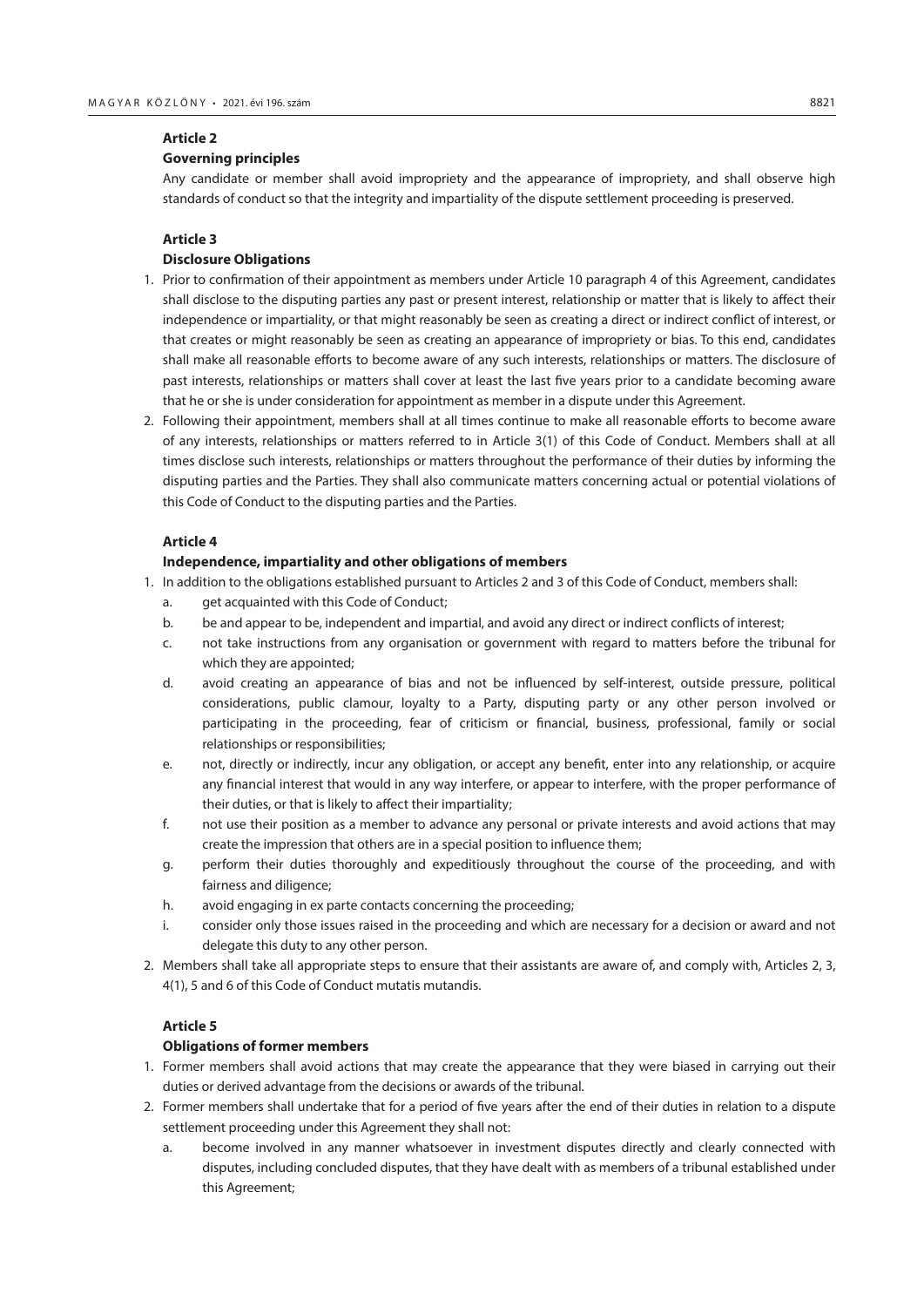**Article 2**

**Governing principles**

Any candidate or member shall avoid impropriety and the appearance of impropriety, and shall observe high standards of conduct so that the integrity and impartiality of the dispute settlement proceeding is preserved.

**Article 3**

**Disclosure Obligations**

1. Prior to confirmation of their appointment as members under Article 10 paragraph 4 of this Agreement, candidates shall disclose to the disputing parties any past or present interest, relationship or matter that is likely to affect their independence or impartiality, or that might reasonably be seen as creating a direct or indirect conflict of interest, or that creates or might reasonably be seen as creating an appearance of impropriety or bias. To this end, candidates shall make all reasonable efforts to become aware of any such interests, relationships or matters. The disclosure of past interests, relationships or matters shall cover at least the last five years prior to a candidate becoming aware that he or she is under consideration for appointment as member in a dispute under this Agreement.
2. Following their appointment, members shall at all times continue to make all reasonable efforts to become aware of any interests, relationships or matters referred to in Article 3(1) of this Code of Conduct. Members shall at all times disclose such interests, relationships or matters throughout the performance of their duties by informing the disputing parties and the Parties. They shall also communicate matters concerning actual or potential violations of this Code of Conduct to the disputing parties and the Parties.

**Article 4**

**Independence, impartiality and other obligations of members**

1. In addition to the obligations established pursuant to Articles 2 and 3 of this Code of Conduct, members shall:
   a. get acquainted with this Code of Conduct;
   b. be and appear to be, independent and impartial, and avoid any direct or indirect conflicts of interest;
   c. not take instructions from any organisation or government with regard to matters before the tribunal for which they are appointed;
   d. avoid creating an appearance of bias and not be influenced by self-interest, outside pressure, political considerations, public clamour, loyalty to a Party, disputing party or any other person involved or participating in the proceeding, fear of criticism or financial, business, professional, family or social relationships or responsibilities;
   e. not, directly or indirectly, incur any obligation, or accept any benefit, enter into any relationship, or acquire any financial interest that would in any way interfere, or appear to interfere, with the proper performance of their duties, or that is likely to affect their impartiality;
   f. not use their position as a member to advance any personal or private interests and avoid actions that may create the impression that others are in a special position to influence them;
   g. perform their duties thoroughly and expeditiously throughout the course of the proceeding, and with fairness and diligence;
   h. avoid engaging in ex parte contacts concerning the proceeding;
   i. consider only those issues raised in the proceeding and which are necessary for a decision or award and not delegate this duty to any other person.
2. Members shall take all appropriate steps to ensure that their assistants are aware of, and comply with, Articles 2, 3, 4(1), 5 and 6 of this Code of Conduct mutatis mutandis.

**Article 5**

**Obligations of former members**

1. Former members shall avoid actions that may create the appearance that they were biased in carrying out their duties or derived advantage from the decisions or awards of the tribunal.
2. Former members shall undertake that for a period of five years after the end of their duties in relation to a dispute settlement proceeding under this Agreement they shall not:
   a. become involved in any manner whatsoever in investment disputes directly and clearly connected with disputes, including concluded disputes, that they have dealt with as members of a tribunal established under this Agreement;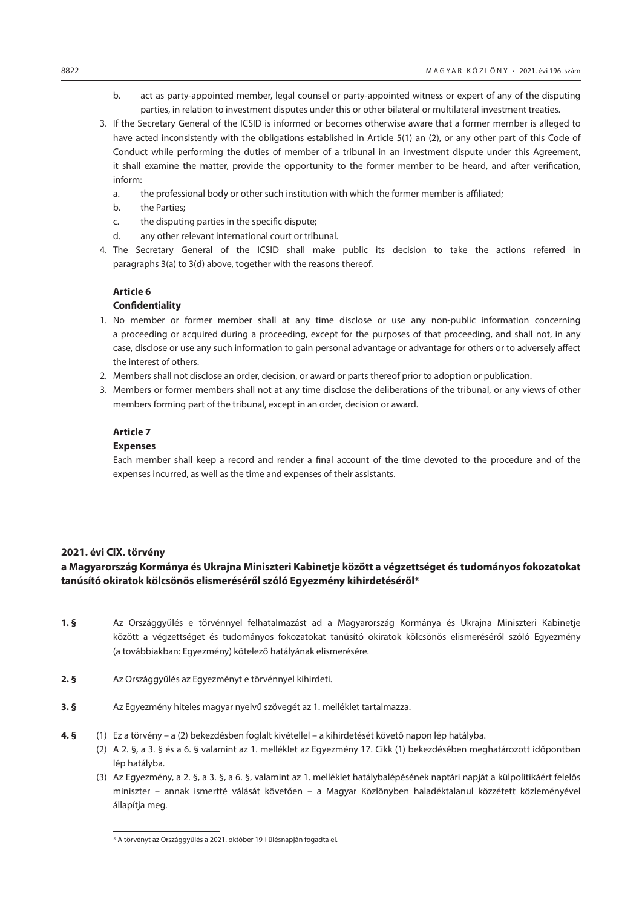b. act as party-appointed member, legal counsel or party-appointed witness or expert of any of the disputing parties, in relation to investment disputes under this or other bilateral or multilateral investment treaties.

3. If the Secretary General of the ICSID is informed or becomes otherwise aware that a former member is alleged to have acted inconsistently with the obligations established in Article 5(1) an (2), or any other part of this Code of Conduct while performing the duties of member of a tribunal in an investment dispute under this Agreement, it shall examine the matter, provide the opportunity to the former member to be heard, and after verification, inform:
   a. the professional body or other such institution with which the former member is affiliated;
   b. the Parties;
   c. the disputing parties in the specific dispute;
   d. any other relevant international court or tribunal.
4. The Secretary General of the ICSID shall make public its decision to take the actions referred in paragraphs 3(a) to 3(d) above, together with the reasons thereof.

**Article 6**
**Confidentiality**

1. No member or former member shall at any time disclose or use any non-public information concerning a proceeding or acquired during a proceeding, except for the purposes of that proceeding, and shall not, in any case, disclose or use any such information to gain personal advantage or advantage for others or to adversely affect the interest of others.
2. Members shall not disclose an order, decision, or award or parts thereof prior to adoption or publication.
3. Members or former members shall not at any time disclose the deliberations of the tribunal, or any views of other members forming part of the tribunal, except in an order, decision or award.

**Article 7**
**Expenses**

Each member shall keep a record and render a final account of the time devoted to the procedure and of the expenses incurred, as well as the time and expenses of their assistants.

---

## 2021. évi CIX. törvény
## a Magyarország Kormánya és Ukrajna Miniszteri Kabinetje között a végzettséget és tudományos fokozatokat tanúsító okiratok kölcsönös elismeréséről szóló Egyezmény kihirdetéséről*

**1. §** Az Országgyűlés e törvénnyel felhatalmazást ad a Magyarország Kormánya és Ukrajna Miniszteri Kabinetje között a végzettséget és tudományos fokozatokat tanúsító okiratok kölcsönös elismeréséről szóló Egyezmény (a továbbiakban: Egyezmény) kötelező hatályának elismerésére.

**2. §** Az Országgyűlés az Egyezményt e törvénnyel kihirdeti.

**3. §** Az Egyezmény hiteles magyar nyelvű szövegét az 1. melléklet tartalmazza.

**4. §** (1) Ez a törvény – a (2) bekezdésben foglalt kivétellel – a kihirdetését követő napon lép hatályba.

(2) A 2. §, a 3. § és a 6. § valamint az 1. melléklet az Egyezmény 17. Cikk (1) bekezdésében meghatározott időpontban lép hatályba.

(3) Az Egyezmény, a 2. §, a 3. §, a 6. §, valamint az 1. melléklet hatálybalépésének naptári napját a külpolitikáért felelős miniszter – annak ismertté válását követően – a Magyar Közlönyben haladéktalanul közzétett közleményével állapítja meg.

---

\* A törvényt az Országgyűlés a 2021. október 19-i ülésnapján fogadta el.